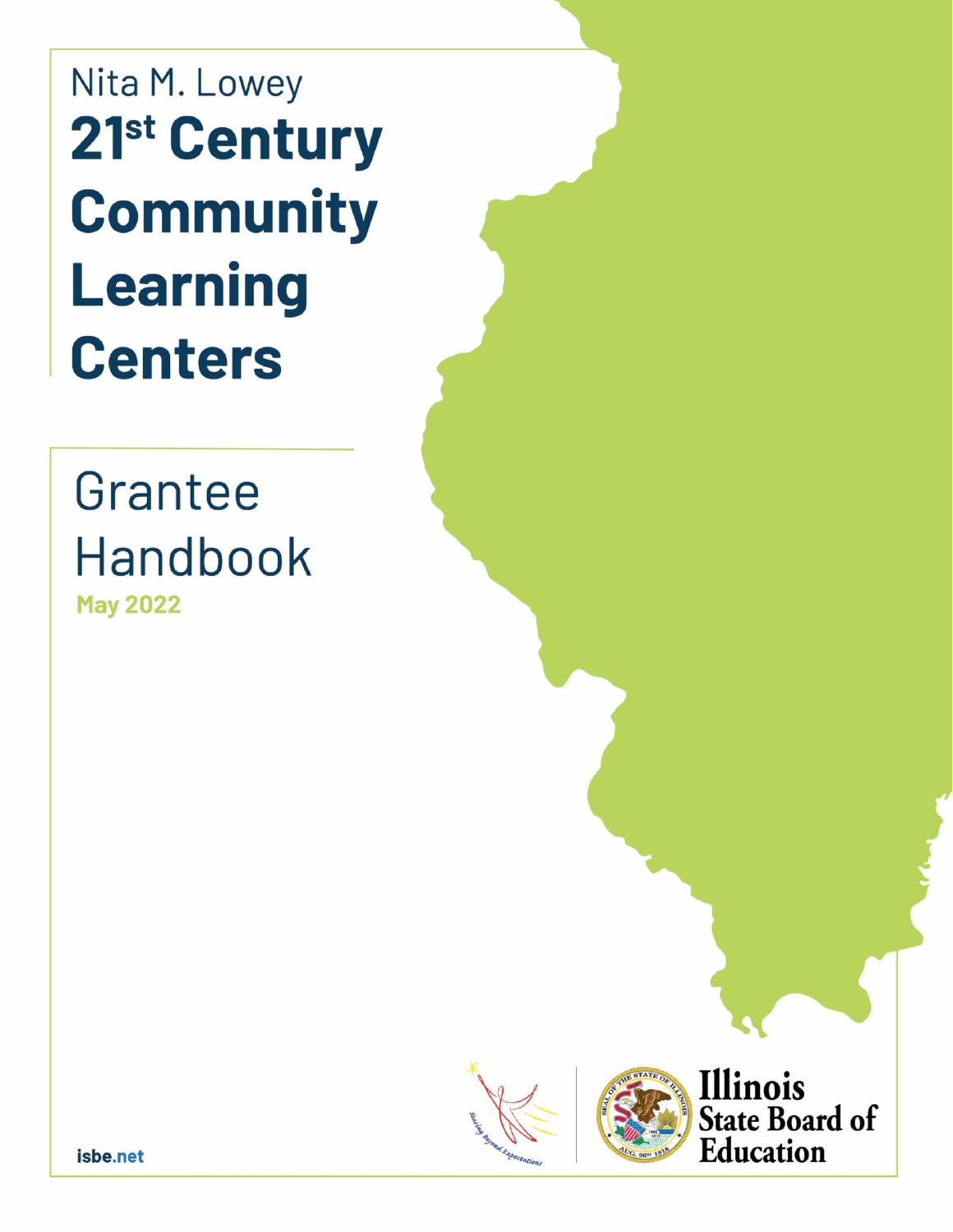Nita M. Lowey

# 21st Century Community Learning Centers

## Grantee Handbook

**May 2022**

Soaring beyond expectations

Illinois State Board of Education

isbe.net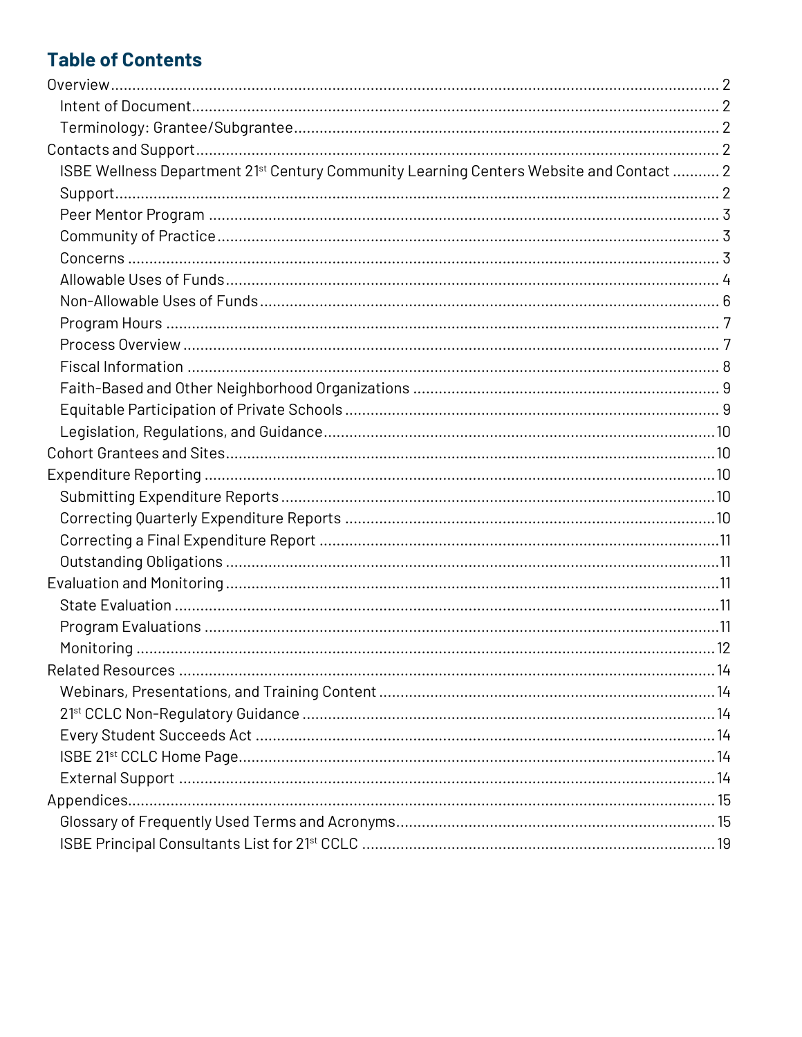# Table of Contents

- Overview ... 2
  - Intent of Document ... 2
  - Terminology: Grantee/Subgrantee ... 2
- Contacts and Support ... 2
  - ISBE Wellness Department 21st Century Community Learning Centers Website and Contact ... 2
  - Support ... 2
  - Peer Mentor Program ... 3
  - Community of Practice ... 3
  - Concerns ... 3
  - Allowable Uses of Funds ... 4
  - Non-Allowable Uses of Funds ... 6
  - Program Hours ... 7
  - Process Overview ... 7
  - Fiscal Information ... 8
  - Faith-Based and Other Neighborhood Organizations ... 9
  - Equitable Participation of Private Schools ... 9
  - Legislation, Regulations, and Guidance ... 10
- Cohort Grantees and Sites ... 10
- Expenditure Reporting ... 10
  - Submitting Expenditure Reports ... 10
  - Correcting Quarterly Expenditure Reports ... 10
  - Correcting a Final Expenditure Report ... 11
  - Outstanding Obligations ... 11
- Evaluation and Monitoring ... 11
  - State Evaluation ... 11
  - Program Evaluations ... 11
  - Monitoring ... 12
- Related Resources ... 14
  - Webinars, Presentations, and Training Content ... 14
  - 21st CCLC Non-Regulatory Guidance ... 14
  - Every Student Succeeds Act ... 14
  - ISBE 21st CCLC Home Page ... 14
  - External Support ... 14
- Appendices ... 15
  - Glossary of Frequently Used Terms and Acronyms ... 15
  - ISBE Principal Consultants List for 21st CCLC ... 19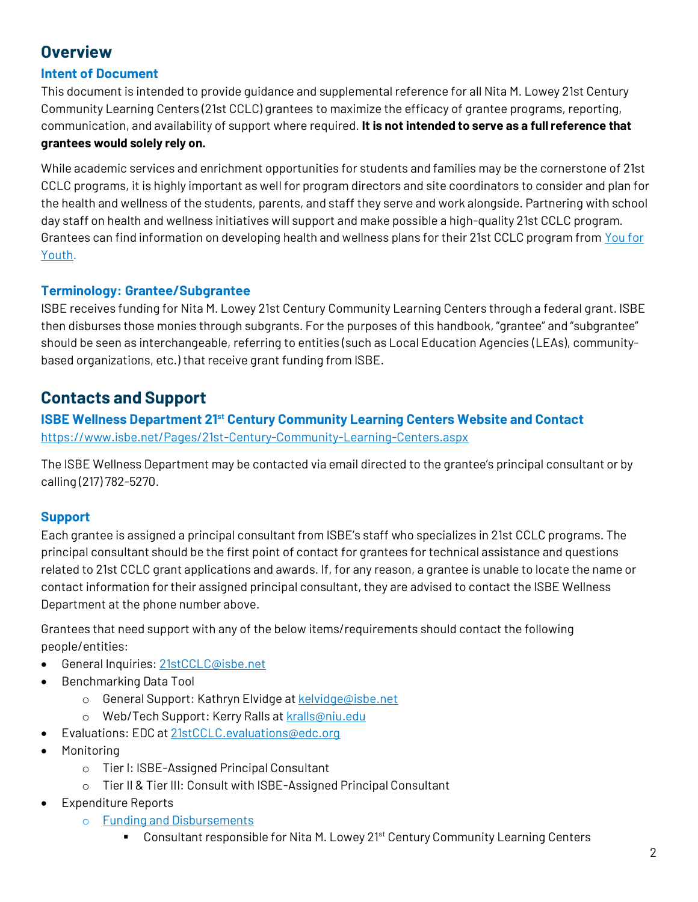## Overview

### Intent of Document

This document is intended to provide guidance and supplemental reference for all Nita M. Lowey 21st Century Community Learning Centers (21st CCLC) grantees to maximize the efficacy of grantee programs, reporting, communication, and availability of support where required. **It is not intended to serve as a full reference that grantees would solely rely on.**

While academic services and enrichment opportunities for students and families may be the cornerstone of 21st CCLC programs, it is highly important as well for program directors and site coordinators to consider and plan for the health and wellness of the students, parents, and staff they serve and work alongside. Partnering with school day staff on health and wellness initiatives will support and make possible a high-quality 21st CCLC program. Grantees can find information on developing health and wellness plans for their 21st CCLC program from [You for Youth](#).

### Terminology: Grantee/Subgrantee

ISBE receives funding for Nita M. Lowey 21st Century Community Learning Centers through a federal grant. ISBE then disburses those monies through subgrants. For the purposes of this handbook, "grantee" and "subgrantee" should be seen as interchangeable, referring to entities (such as Local Education Agencies (LEAs), community-based organizations, etc.) that receive grant funding from ISBE.

## Contacts and Support

### ISBE Wellness Department 21st Century Community Learning Centers Website and Contact

https://www.isbe.net/Pages/21st-Century-Community-Learning-Centers.aspx

The ISBE Wellness Department may be contacted via email directed to the grantee's principal consultant or by calling (217) 782-5270.

### Support

Each grantee is assigned a principal consultant from ISBE's staff who specializes in 21st CCLC programs. The principal consultant should be the first point of contact for grantees for technical assistance and questions related to 21st CCLC grant applications and awards. If, for any reason, a grantee is unable to locate the name or contact information for their assigned principal consultant, they are advised to contact the ISBE Wellness Department at the phone number above.

Grantees that need support with any of the below items/requirements should contact the following people/entities:

- General Inquiries: 21stCCLC@isbe.net
- Benchmarking Data Tool
  - General Support: Kathryn Elvidge at kelvidge@isbe.net
  - Web/Tech Support: Kerry Ralls at kralls@niu.edu
- Evaluations: EDC at 21stCCLC.evaluations@edc.org
- Monitoring
  - Tier I: ISBE-Assigned Principal Consultant
  - Tier II & Tier III: Consult with ISBE-Assigned Principal Consultant
- Expenditure Reports
  - [Funding and Disbursements](#)
    - Consultant responsible for Nita M. Lowey 21st Century Community Learning Centers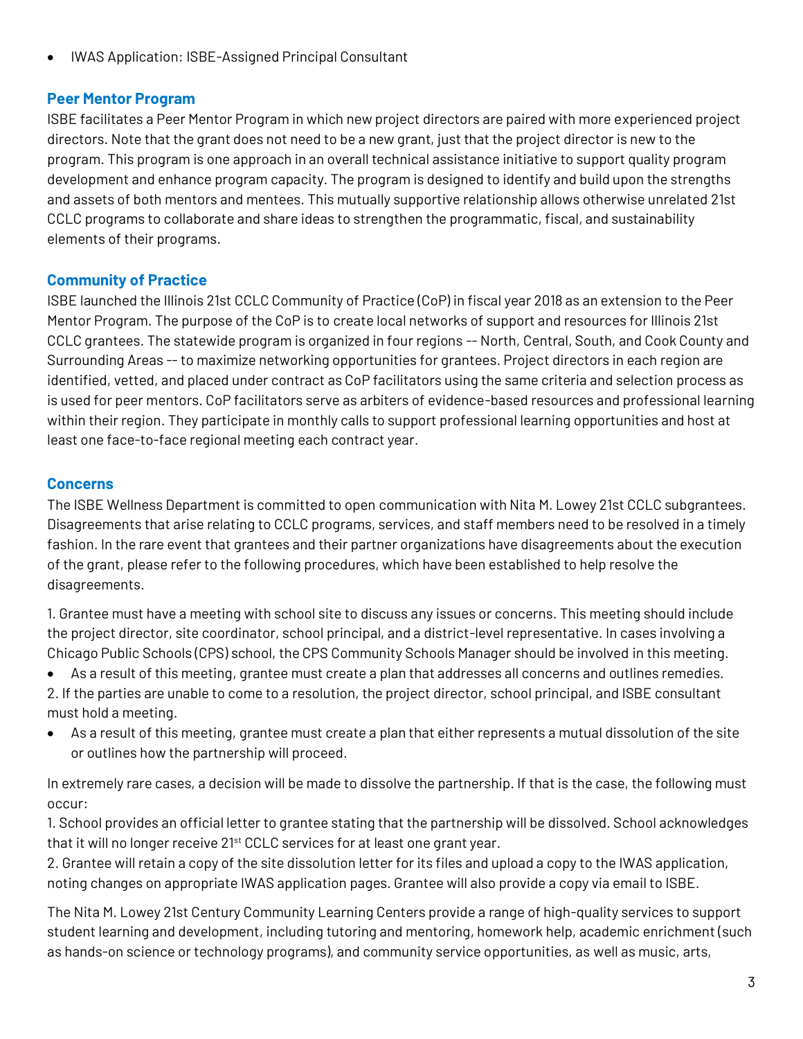- IWAS Application: ISBE-Assigned Principal Consultant

## Peer Mentor Program

ISBE facilitates a Peer Mentor Program in which new project directors are paired with more experienced project directors. Note that the grant does not need to be a new grant, just that the project director is new to the program. This program is one approach in an overall technical assistance initiative to support quality program development and enhance program capacity. The program is designed to identify and build upon the strengths and assets of both mentors and mentees. This mutually supportive relationship allows otherwise unrelated 21st CCLC programs to collaborate and share ideas to strengthen the programmatic, fiscal, and sustainability elements of their programs.

## Community of Practice

ISBE launched the Illinois 21st CCLC Community of Practice (CoP) in fiscal year 2018 as an extension to the Peer Mentor Program. The purpose of the CoP is to create local networks of support and resources for Illinois 21st CCLC grantees. The statewide program is organized in four regions -- North, Central, South, and Cook County and Surrounding Areas -- to maximize networking opportunities for grantees. Project directors in each region are identified, vetted, and placed under contract as CoP facilitators using the same criteria and selection process as is used for peer mentors. CoP facilitators serve as arbiters of evidence-based resources and professional learning within their region. They participate in monthly calls to support professional learning opportunities and host at least one face-to-face regional meeting each contract year.

## Concerns

The ISBE Wellness Department is committed to open communication with Nita M. Lowey 21st CCLC subgrantees. Disagreements that arise relating to CCLC programs, services, and staff members need to be resolved in a timely fashion. In the rare event that grantees and their partner organizations have disagreements about the execution of the grant, please refer to the following procedures, which have been established to help resolve the disagreements.

1. Grantee must have a meeting with school site to discuss any issues or concerns. This meeting should include the project director, site coordinator, school principal, and a district-level representative. In cases involving a Chicago Public Schools (CPS) school, the CPS Community Schools Manager should be involved in this meeting.
   - As a result of this meeting, grantee must create a plan that addresses all concerns and outlines remedies.
2. If the parties are unable to come to a resolution, the project director, school principal, and ISBE consultant must hold a meeting.
   - As a result of this meeting, grantee must create a plan that either represents a mutual dissolution of the site or outlines how the partnership will proceed.

In extremely rare cases, a decision will be made to dissolve the partnership. If that is the case, the following must occur:

1. School provides an official letter to grantee stating that the partnership will be dissolved. School acknowledges that it will no longer receive 21st CCLC services for at least one grant year.
2. Grantee will retain a copy of the site dissolution letter for its files and upload a copy to the IWAS application, noting changes on appropriate IWAS application pages. Grantee will also provide a copy via email to ISBE.

The Nita M. Lowey 21st Century Community Learning Centers provide a range of high-quality services to support student learning and development, including tutoring and mentoring, homework help, academic enrichment (such as hands-on science or technology programs), and community service opportunities, as well as music, arts,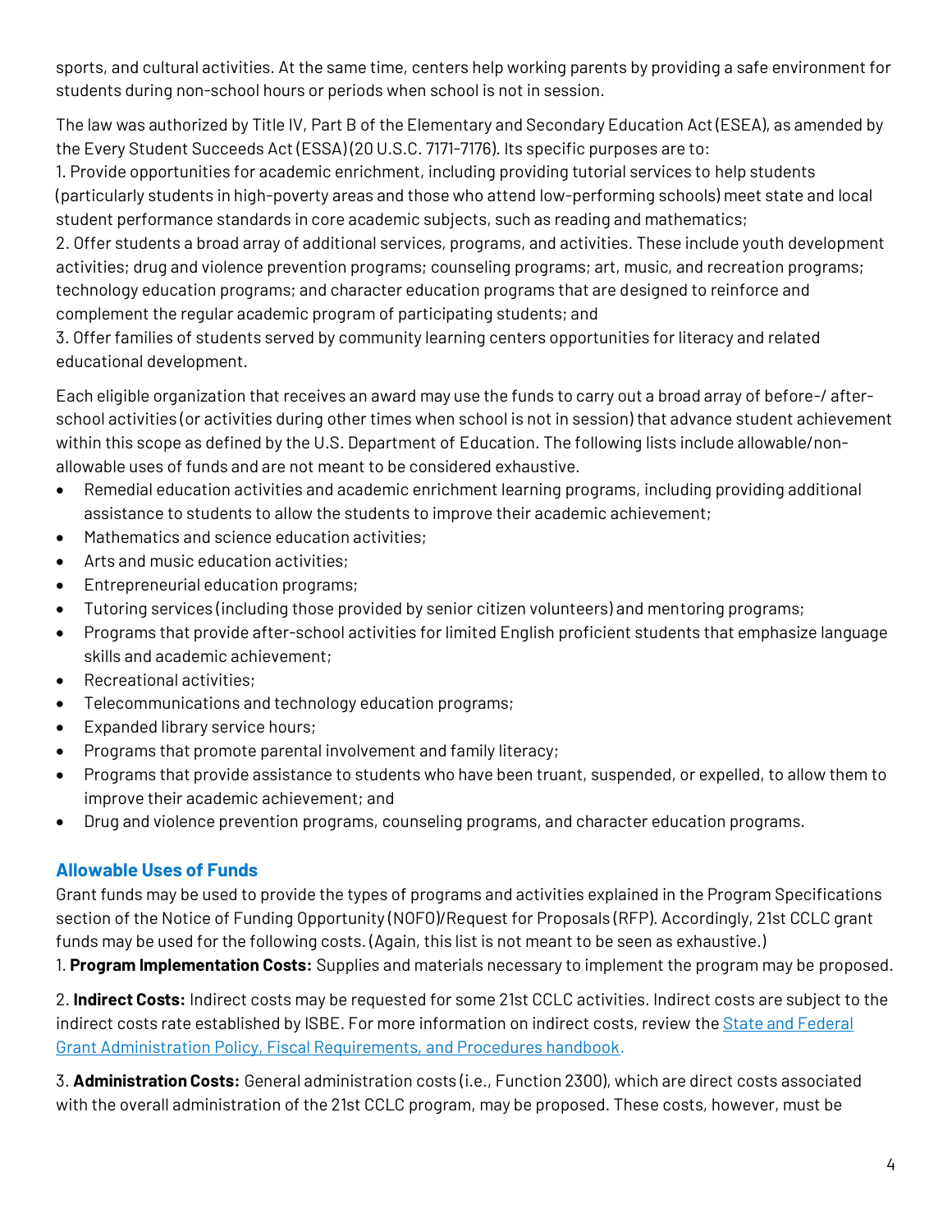sports, and cultural activities. At the same time, centers help working parents by providing a safe environment for students during non-school hours or periods when school is not in session.

The law was authorized by Title IV, Part B of the Elementary and Secondary Education Act (ESEA), as amended by the Every Student Succeeds Act (ESSA) (20 U.S.C. 7171-7176). Its specific purposes are to:
1. Provide opportunities for academic enrichment, including providing tutorial services to help students (particularly students in high-poverty areas and those who attend low-performing schools) meet state and local student performance standards in core academic subjects, such as reading and mathematics;
2. Offer students a broad array of additional services, programs, and activities. These include youth development activities; drug and violence prevention programs; counseling programs; art, music, and recreation programs; technology education programs; and character education programs that are designed to reinforce and complement the regular academic program of participating students; and
3. Offer families of students served by community learning centers opportunities for literacy and related educational development.

Each eligible organization that receives an award may use the funds to carry out a broad array of before-/ after-school activities (or activities during other times when school is not in session) that advance student achievement within this scope as defined by the U.S. Department of Education. The following lists include allowable/non-allowable uses of funds and are not meant to be considered exhaustive.

- Remedial education activities and academic enrichment learning programs, including providing additional assistance to students to allow the students to improve their academic achievement;
- Mathematics and science education activities;
- Arts and music education activities;
- Entrepreneurial education programs;
- Tutoring services (including those provided by senior citizen volunteers) and mentoring programs;
- Programs that provide after-school activities for limited English proficient students that emphasize language skills and academic achievement;
- Recreational activities;
- Telecommunications and technology education programs;
- Expanded library service hours;
- Programs that promote parental involvement and family literacy;
- Programs that provide assistance to students who have been truant, suspended, or expelled, to allow them to improve their academic achievement; and
- Drug and violence prevention programs, counseling programs, and character education programs.

### Allowable Uses of Funds

Grant funds may be used to provide the types of programs and activities explained in the Program Specifications section of the Notice of Funding Opportunity (NOFO)/Request for Proposals (RFP). Accordingly, 21st CCLC grant funds may be used for the following costs. (Again, this list is not meant to be seen as exhaustive.)
1. **Program Implementation Costs:** Supplies and materials necessary to implement the program may be proposed.

2. **Indirect Costs:** Indirect costs may be requested for some 21st CCLC activities. Indirect costs are subject to the indirect costs rate established by ISBE. For more information on indirect costs, review the State and Federal Grant Administration Policy, Fiscal Requirements, and Procedures handbook.

3. **Administration Costs:** General administration costs (i.e., Function 2300), which are direct costs associated with the overall administration of the 21st CCLC program, may be proposed. These costs, however, must be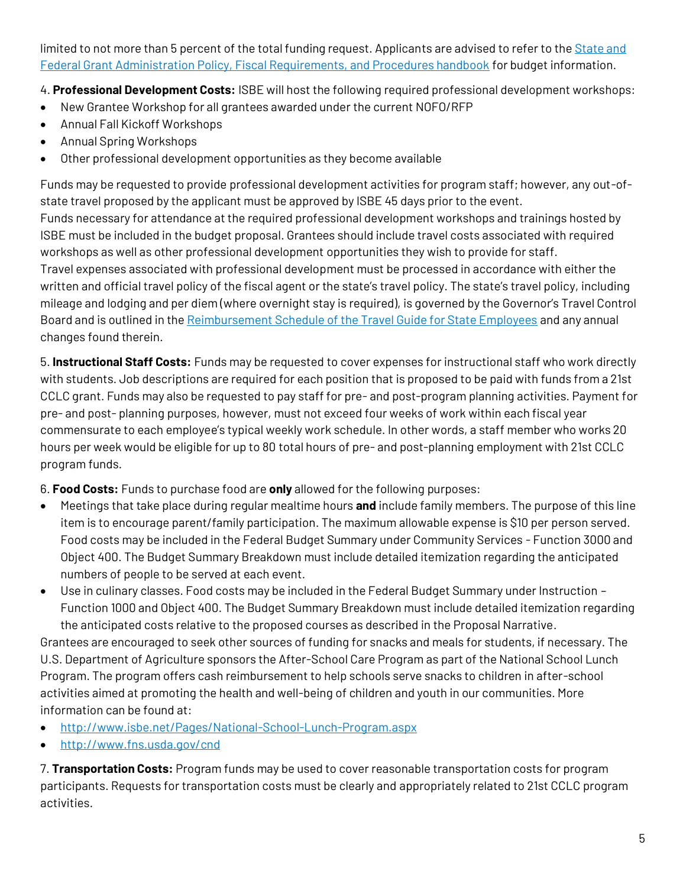limited to not more than 5 percent of the total funding request. Applicants are advised to refer to the [State and Federal Grant Administration Policy, Fiscal Requirements, and Procedures handbook]() for budget information.

4. **Professional Development Costs:** ISBE will host the following required professional development workshops:

- New Grantee Workshop for all grantees awarded under the current NOFO/RFP
- Annual Fall Kickoff Workshops
- Annual Spring Workshops
- Other professional development opportunities as they become available

Funds may be requested to provide professional development activities for program staff; however, any out-of-state travel proposed by the applicant must be approved by ISBE 45 days prior to the event.
Funds necessary for attendance at the required professional development workshops and trainings hosted by ISBE must be included in the budget proposal. Grantees should include travel costs associated with required workshops as well as other professional development opportunities they wish to provide for staff.
Travel expenses associated with professional development must be processed in accordance with either the written and official travel policy of the fiscal agent or the state's travel policy. The state's travel policy, including mileage and lodging and per diem (where overnight stay is required), is governed by the Governor's Travel Control Board and is outlined in the [Reimbursement Schedule of the Travel Guide for State Employees]() and any annual changes found therein.

5. **Instructional Staff Costs:** Funds may be requested to cover expenses for instructional staff who work directly with students. Job descriptions are required for each position that is proposed to be paid with funds from a 21st CCLC grant. Funds may also be requested to pay staff for pre- and post-program planning activities. Payment for pre- and post- planning purposes, however, must not exceed four weeks of work within each fiscal year commensurate to each employee's typical weekly work schedule. In other words, a staff member who works 20 hours per week would be eligible for up to 80 total hours of pre- and post-planning employment with 21st CCLC program funds.

6. **Food Costs:** Funds to purchase food are **only** allowed for the following purposes:

- Meetings that take place during regular mealtime hours **and** include family members. The purpose of this line item is to encourage parent/family participation. The maximum allowable expense is $10 per person served. Food costs may be included in the Federal Budget Summary under Community Services - Function 3000 and Object 400. The Budget Summary Breakdown must include detailed itemization regarding the anticipated numbers of people to be served at each event.
- Use in culinary classes. Food costs may be included in the Federal Budget Summary under Instruction – Function 1000 and Object 400. The Budget Summary Breakdown must include detailed itemization regarding the anticipated costs relative to the proposed courses as described in the Proposal Narrative.

Grantees are encouraged to seek other sources of funding for snacks and meals for students, if necessary. The U.S. Department of Agriculture sponsors the After-School Care Program as part of the National School Lunch Program. The program offers cash reimbursement to help schools serve snacks to children in after-school activities aimed at promoting the health and well-being of children and youth in our communities. More information can be found at:

- http://www.isbe.net/Pages/National-School-Lunch-Program.aspx
- http://www.fns.usda.gov/cnd

7. **Transportation Costs:** Program funds may be used to cover reasonable transportation costs for program participants. Requests for transportation costs must be clearly and appropriately related to 21st CCLC program activities.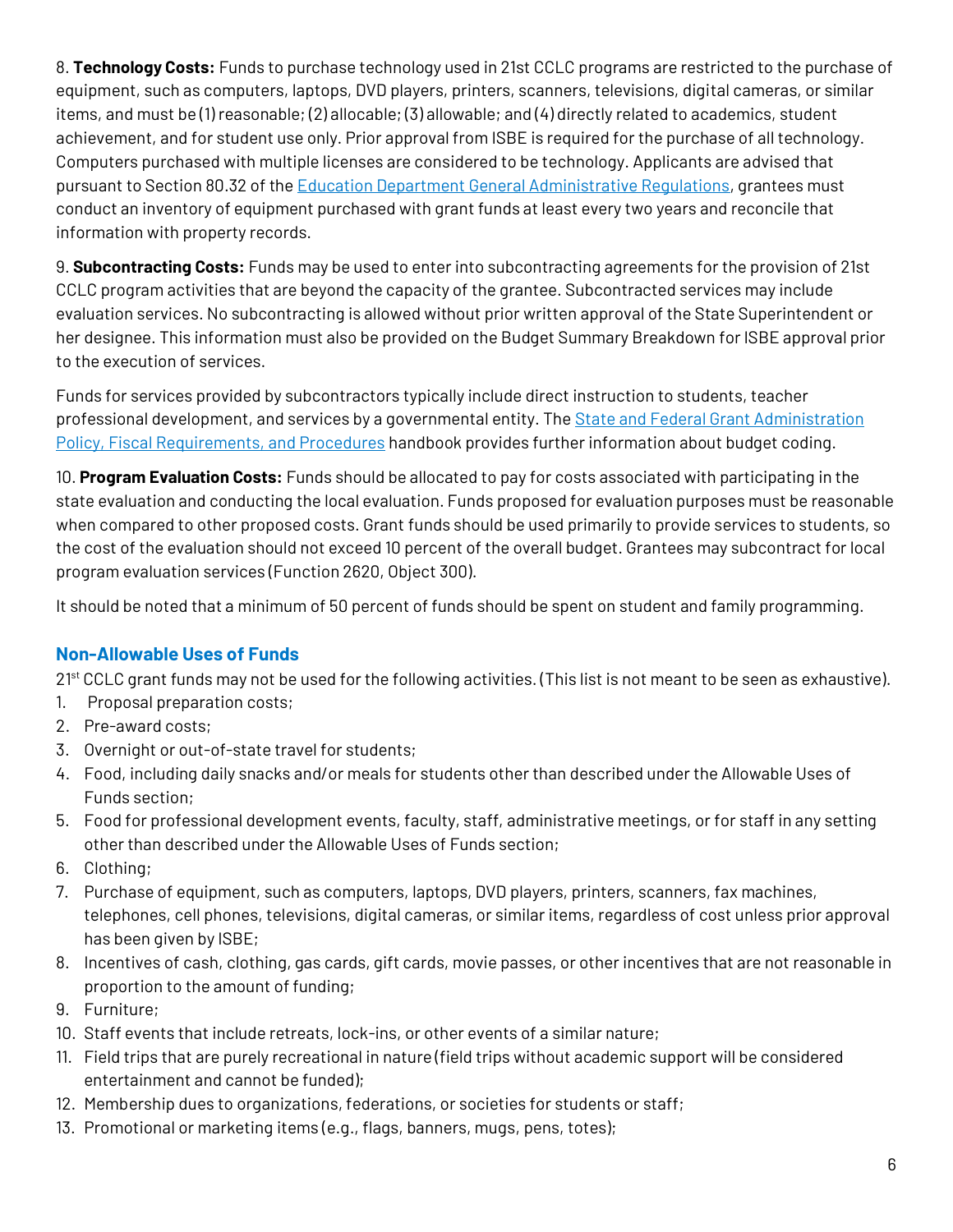8. **Technology Costs:** Funds to purchase technology used in 21st CCLC programs are restricted to the purchase of equipment, such as computers, laptops, DVD players, printers, scanners, televisions, digital cameras, or similar items, and must be (1) reasonable; (2) allocable; (3) allowable; and (4) directly related to academics, student achievement, and for student use only. Prior approval from ISBE is required for the purchase of all technology. Computers purchased with multiple licenses are considered to be technology. Applicants are advised that pursuant to Section 80.32 of the [Education Department General Administrative Regulations](), grantees must conduct an inventory of equipment purchased with grant funds at least every two years and reconcile that information with property records.

9. **Subcontracting Costs:** Funds may be used to enter into subcontracting agreements for the provision of 21st CCLC program activities that are beyond the capacity of the grantee. Subcontracted services may include evaluation services. No subcontracting is allowed without prior written approval of the State Superintendent or her designee. This information must also be provided on the Budget Summary Breakdown for ISBE approval prior to the execution of services.

Funds for services provided by subcontractors typically include direct instruction to students, teacher professional development, and services by a governmental entity. The [State and Federal Grant Administration Policy, Fiscal Requirements, and Procedures]() handbook provides further information about budget coding.

10. **Program Evaluation Costs:** Funds should be allocated to pay for costs associated with participating in the state evaluation and conducting the local evaluation. Funds proposed for evaluation purposes must be reasonable when compared to other proposed costs. Grant funds should be used primarily to provide services to students, so the cost of the evaluation should not exceed 10 percent of the overall budget. Grantees may subcontract for local program evaluation services (Function 2620, Object 300).

It should be noted that a minimum of 50 percent of funds should be spent on student and family programming.

### Non-Allowable Uses of Funds

21st CCLC grant funds may not be used for the following activities. (This list is not meant to be seen as exhaustive).

1. Proposal preparation costs;
2. Pre-award costs;
3. Overnight or out-of-state travel for students;
4. Food, including daily snacks and/or meals for students other than described under the Allowable Uses of Funds section;
5. Food for professional development events, faculty, staff, administrative meetings, or for staff in any setting other than described under the Allowable Uses of Funds section;
6. Clothing;
7. Purchase of equipment, such as computers, laptops, DVD players, printers, scanners, fax machines, telephones, cell phones, televisions, digital cameras, or similar items, regardless of cost unless prior approval has been given by ISBE;
8. Incentives of cash, clothing, gas cards, gift cards, movie passes, or other incentives that are not reasonable in proportion to the amount of funding;
9. Furniture;
10. Staff events that include retreats, lock-ins, or other events of a similar nature;
11. Field trips that are purely recreational in nature (field trips without academic support will be considered entertainment and cannot be funded);
12. Membership dues to organizations, federations, or societies for students or staff;
13. Promotional or marketing items (e.g., flags, banners, mugs, pens, totes);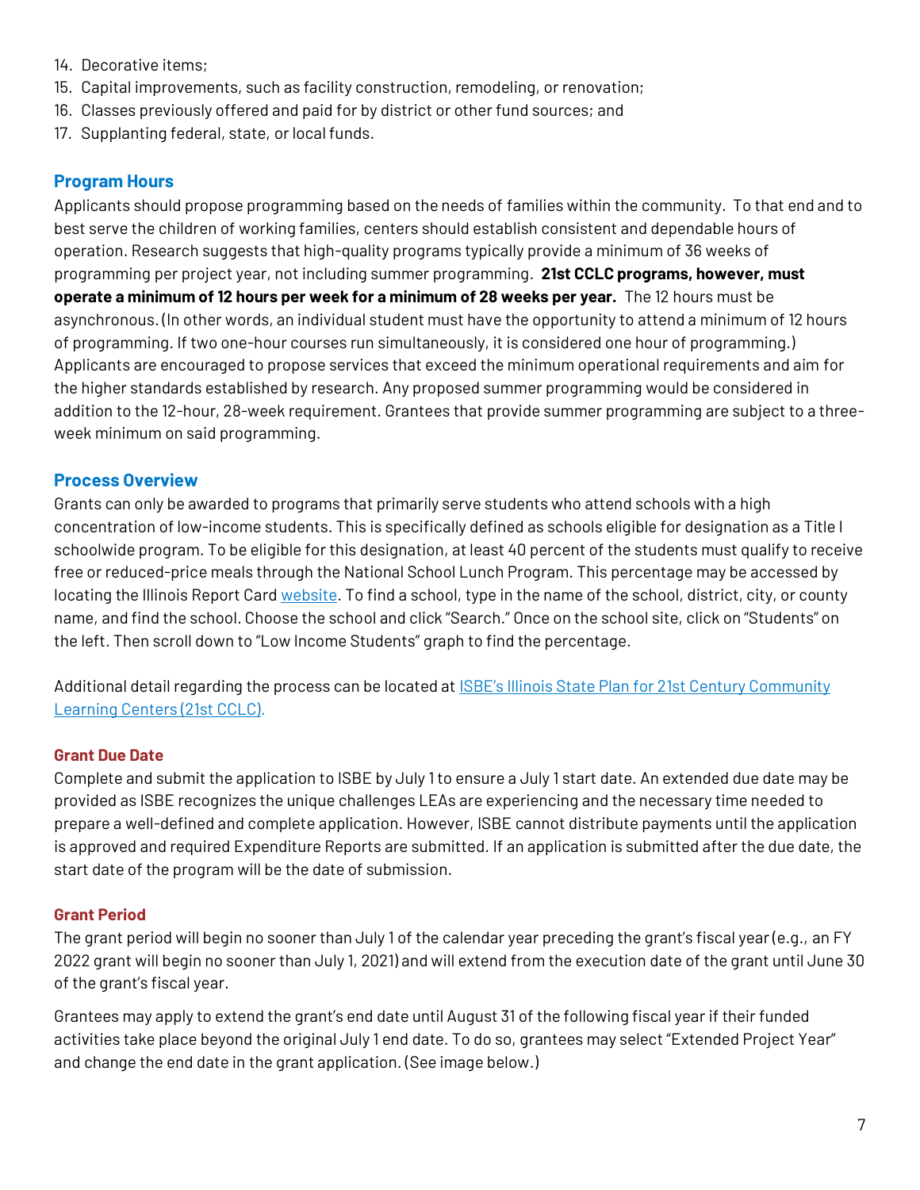14. Decorative items;
15. Capital improvements, such as facility construction, remodeling, or renovation;
16. Classes previously offered and paid for by district or other fund sources; and
17. Supplanting federal, state, or local funds.

## Program Hours

Applicants should propose programming based on the needs of families within the community. To that end and to best serve the children of working families, centers should establish consistent and dependable hours of operation. Research suggests that high-quality programs typically provide a minimum of 36 weeks of programming per project year, not including summer programming. **21st CCLC programs, however, must operate a minimum of 12 hours per week for a minimum of 28 weeks per year.** The 12 hours must be asynchronous. (In other words, an individual student must have the opportunity to attend a minimum of 12 hours of programming. If two one-hour courses run simultaneously, it is considered one hour of programming.) Applicants are encouraged to propose services that exceed the minimum operational requirements and aim for the higher standards established by research. Any proposed summer programming would be considered in addition to the 12-hour, 28-week requirement. Grantees that provide summer programming are subject to a three-week minimum on said programming.

## Process Overview

Grants can only be awarded to programs that primarily serve students who attend schools with a high concentration of low-income students. This is specifically defined as schools eligible for designation as a Title I schoolwide program. To be eligible for this designation, at least 40 percent of the students must qualify to receive free or reduced-price meals through the National School Lunch Program. This percentage may be accessed by locating the Illinois Report Card website. To find a school, type in the name of the school, district, city, or county name, and find the school. Choose the school and click "Search." Once on the school site, click on "Students" on the left. Then scroll down to "Low Income Students" graph to find the percentage.

Additional detail regarding the process can be located at ISBE's Illinois State Plan for 21st Century Community Learning Centers (21st CCLC).

### Grant Due Date

Complete and submit the application to ISBE by July 1 to ensure a July 1 start date. An extended due date may be provided as ISBE recognizes the unique challenges LEAs are experiencing and the necessary time needed to prepare a well-defined and complete application. However, ISBE cannot distribute payments until the application is approved and required Expenditure Reports are submitted. If an application is submitted after the due date, the start date of the program will be the date of submission.

### Grant Period

The grant period will begin no sooner than July 1 of the calendar year preceding the grant's fiscal year (e.g., an FY 2022 grant will begin no sooner than July 1, 2021) and will extend from the execution date of the grant until June 30 of the grant's fiscal year.

Grantees may apply to extend the grant's end date until August 31 of the following fiscal year if their funded activities take place beyond the original July 1 end date. To do so, grantees may select "Extended Project Year" and change the end date in the grant application. (See image below.)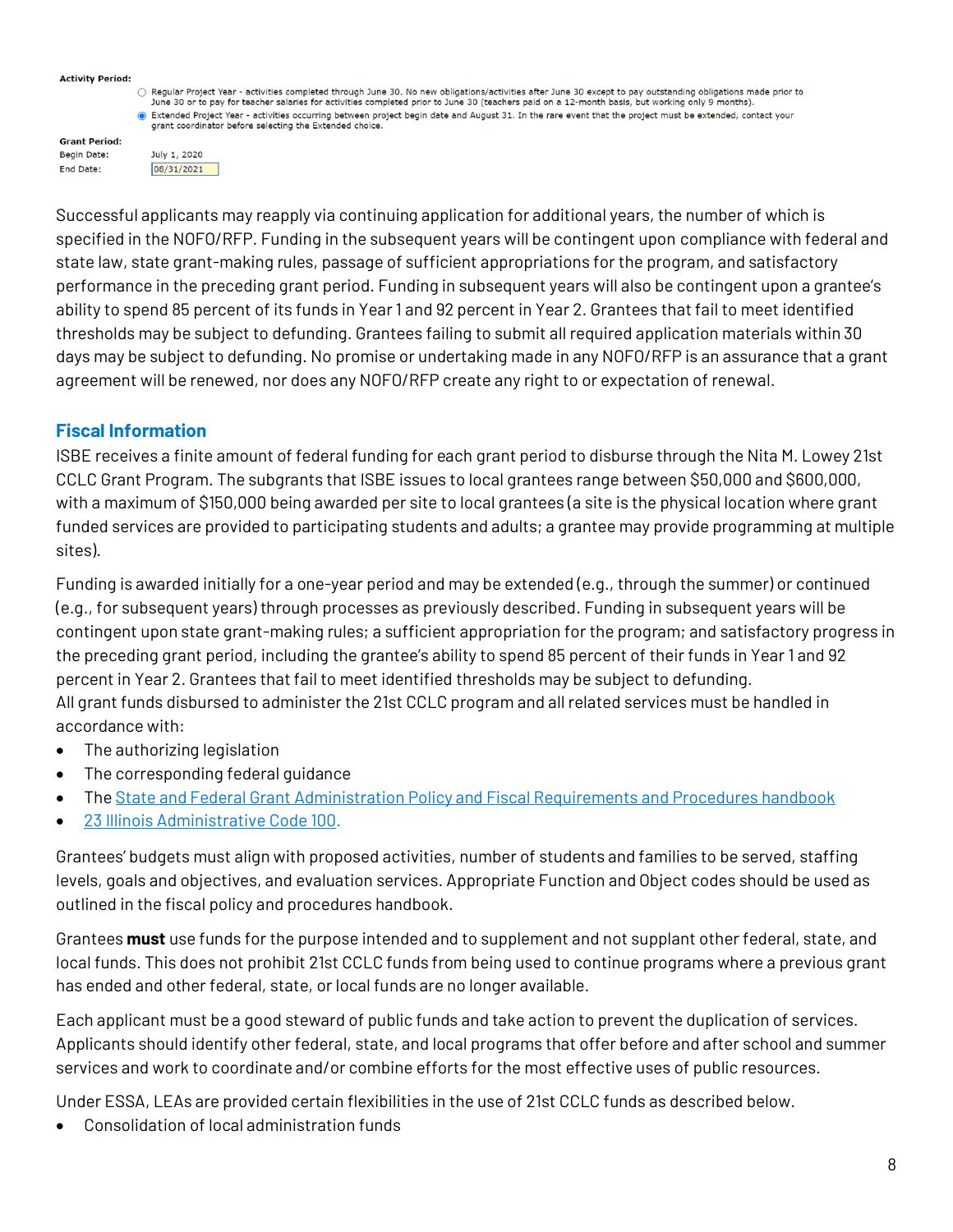**Activity Period:**

- ○ Regular Project Year - activities completed through June 30. No new obligations/activities after June 30 except to pay outstanding obligations made prior to June 30 or to pay for teacher salaries for activities completed prior to June 30 (teachers paid on a 12-month basis, but working only 9 months).
- ◉ Extended Project Year - activities occurring between project begin date and August 31. In the rare event that the project must be extended, contact your grant coordinator before selecting the Extended choice.

**Grant Period:**

Begin Date: July 1, 2020

End Date: 08/31/2021

Successful applicants may reapply via continuing application for additional years, the number of which is specified in the NOFO/RFP. Funding in the subsequent years will be contingent upon compliance with federal and state law, state grant-making rules, passage of sufficient appropriations for the program, and satisfactory performance in the preceding grant period. Funding in subsequent years will also be contingent upon a grantee's ability to spend 85 percent of its funds in Year 1 and 92 percent in Year 2. Grantees that fail to meet identified thresholds may be subject to defunding. Grantees failing to submit all required application materials within 30 days may be subject to defunding. No promise or undertaking made in any NOFO/RFP is an assurance that a grant agreement will be renewed, nor does any NOFO/RFP create any right to or expectation of renewal.

## Fiscal Information

ISBE receives a finite amount of federal funding for each grant period to disburse through the Nita M. Lowey 21st CCLC Grant Program. The subgrants that ISBE issues to local grantees range between $50,000 and $600,000, with a maximum of $150,000 being awarded per site to local grantees (a site is the physical location where grant funded services are provided to participating students and adults; a grantee may provide programming at multiple sites).

Funding is awarded initially for a one-year period and may be extended (e.g., through the summer) or continued (e.g., for subsequent years) through processes as previously described. Funding in subsequent years will be contingent upon state grant-making rules; a sufficient appropriation for the program; and satisfactory progress in the preceding grant period, including the grantee's ability to spend 85 percent of their funds in Year 1 and 92 percent in Year 2. Grantees that fail to meet identified thresholds may be subject to defunding.
All grant funds disbursed to administer the 21st CCLC program and all related services must be handled in accordance with:

- The authorizing legislation
- The corresponding federal guidance
- The State and Federal Grant Administration Policy and Fiscal Requirements and Procedures handbook
- 23 Illinois Administrative Code 100.

Grantees' budgets must align with proposed activities, number of students and families to be served, staffing levels, goals and objectives, and evaluation services. Appropriate Function and Object codes should be used as outlined in the fiscal policy and procedures handbook.

Grantees **must** use funds for the purpose intended and to supplement and not supplant other federal, state, and local funds. This does not prohibit 21st CCLC funds from being used to continue programs where a previous grant has ended and other federal, state, or local funds are no longer available.

Each applicant must be a good steward of public funds and take action to prevent the duplication of services. Applicants should identify other federal, state, and local programs that offer before and after school and summer services and work to coordinate and/or combine efforts for the most effective uses of public resources.

Under ESSA, LEAs are provided certain flexibilities in the use of 21st CCLC funds as described below.

- Consolidation of local administration funds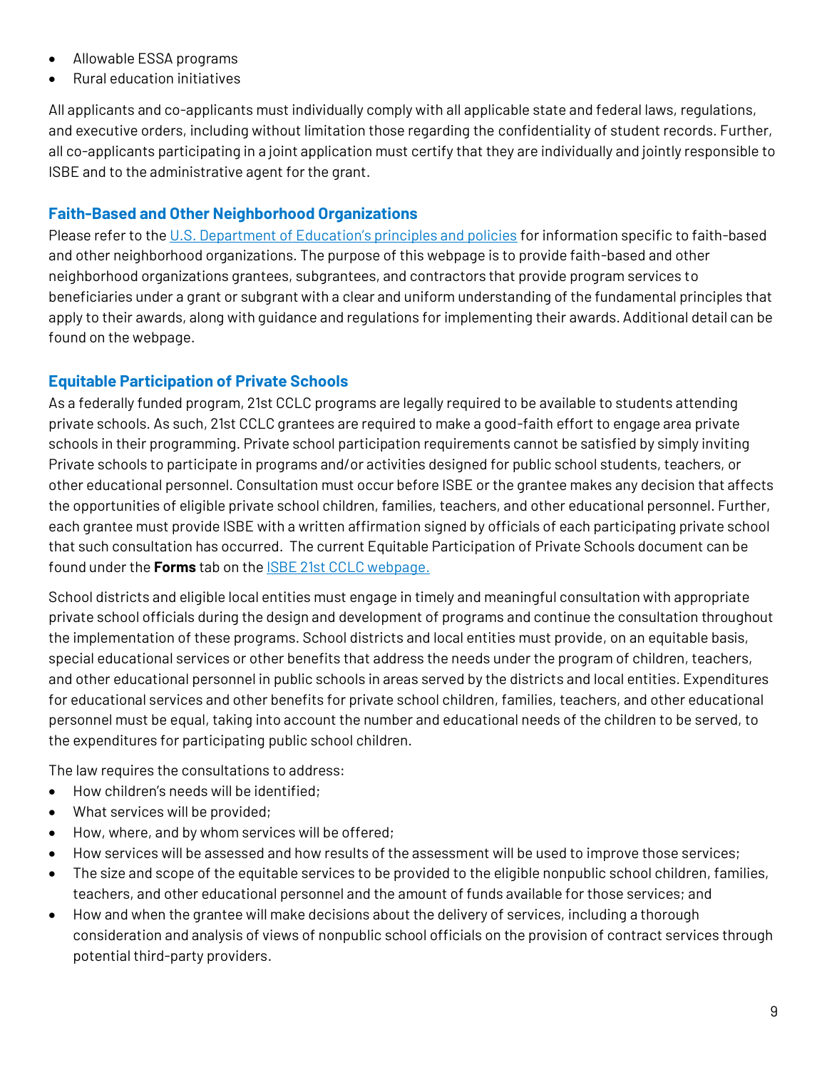- Allowable ESSA programs
- Rural education initiatives

All applicants and co-applicants must individually comply with all applicable state and federal laws, regulations, and executive orders, including without limitation those regarding the confidentiality of student records. Further, all co-applicants participating in a joint application must certify that they are individually and jointly responsible to ISBE and to the administrative agent for the grant.

### Faith-Based and Other Neighborhood Organizations

Please refer to the [U.S. Department of Education's principles and policies]() for information specific to faith-based and other neighborhood organizations. The purpose of this webpage is to provide faith-based and other neighborhood organizations grantees, subgrantees, and contractors that provide program services to beneficiaries under a grant or subgrant with a clear and uniform understanding of the fundamental principles that apply to their awards, along with guidance and regulations for implementing their awards. Additional detail can be found on the webpage.

### Equitable Participation of Private Schools

As a federally funded program, 21st CCLC programs are legally required to be available to students attending private schools. As such, 21st CCLC grantees are required to make a good-faith effort to engage area private schools in their programming. Private school participation requirements cannot be satisfied by simply inviting Private schools to participate in programs and/or activities designed for public school students, teachers, or other educational personnel. Consultation must occur before ISBE or the grantee makes any decision that affects the opportunities of eligible private school children, families, teachers, and other educational personnel. Further, each grantee must provide ISBE with a written affirmation signed by officials of each participating private school that such consultation has occurred. The current Equitable Participation of Private Schools document can be found under the **Forms** tab on the [ISBE 21st CCLC webpage.]()

School districts and eligible local entities must engage in timely and meaningful consultation with appropriate private school officials during the design and development of programs and continue the consultation throughout the implementation of these programs. School districts and local entities must provide, on an equitable basis, special educational services or other benefits that address the needs under the program of children, teachers, and other educational personnel in public schools in areas served by the districts and local entities. Expenditures for educational services and other benefits for private school children, families, teachers, and other educational personnel must be equal, taking into account the number and educational needs of the children to be served, to the expenditures for participating public school children.

The law requires the consultations to address:

- How children's needs will be identified;
- What services will be provided;
- How, where, and by whom services will be offered;
- How services will be assessed and how results of the assessment will be used to improve those services;
- The size and scope of the equitable services to be provided to the eligible nonpublic school children, families, teachers, and other educational personnel and the amount of funds available for those services; and
- How and when the grantee will make decisions about the delivery of services, including a thorough consideration and analysis of views of nonpublic school officials on the provision of contract services through potential third-party providers.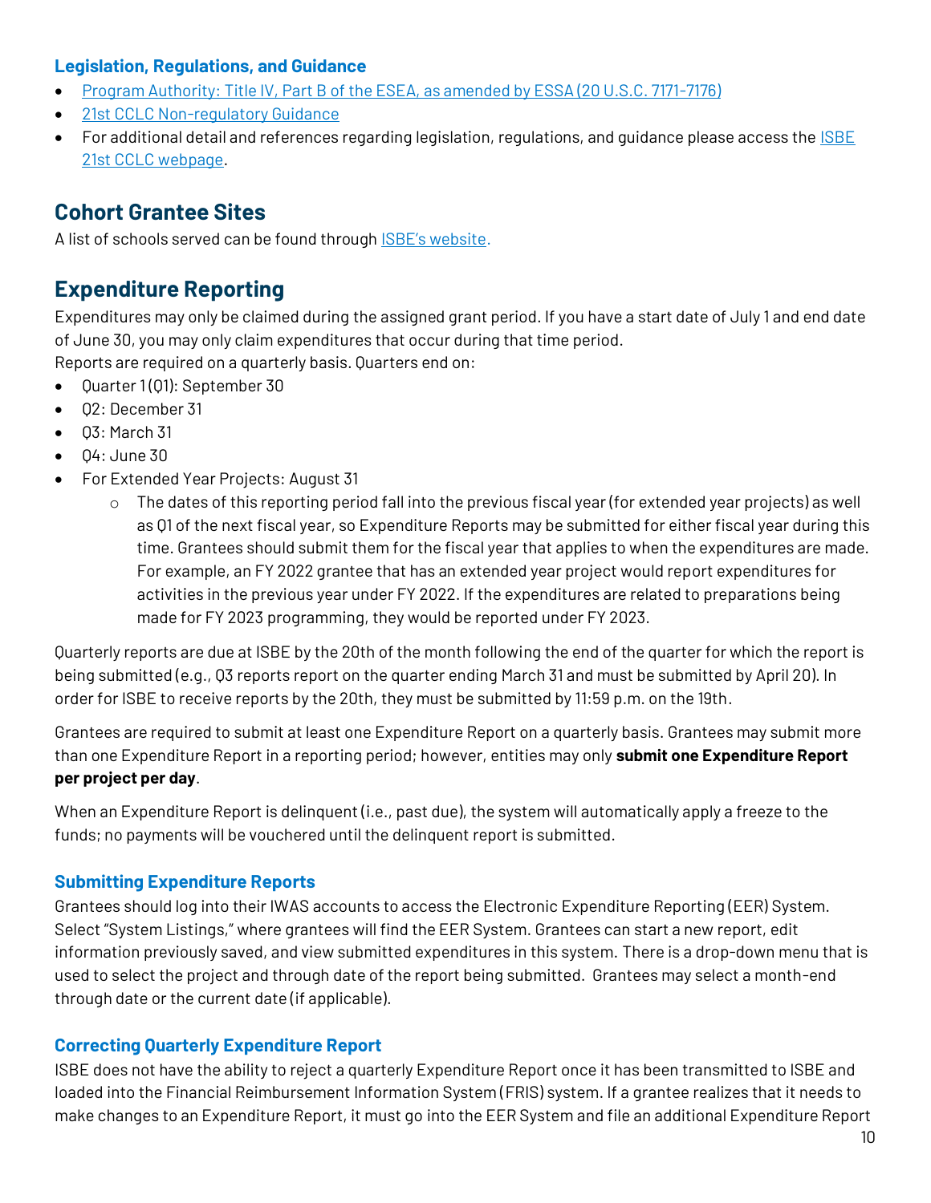### Legislation, Regulations, and Guidance

- Program Authority: Title IV, Part B of the ESEA, as amended by ESSA (20 U.S.C. 7171-7176)
- 21st CCLC Non-regulatory Guidance
- For additional detail and references regarding legislation, regulations, and guidance please access the ISBE 21st CCLC webpage.

## Cohort Grantee Sites

A list of schools served can be found through ISBE's website.

## Expenditure Reporting

Expenditures may only be claimed during the assigned grant period. If you have a start date of July 1 and end date of June 30, you may only claim expenditures that occur during that time period.
Reports are required on a quarterly basis. Quarters end on:

- Quarter 1 (Q1): September 30
- Q2: December 31
- Q3: March 31
- Q4: June 30
- For Extended Year Projects: August 31
  - The dates of this reporting period fall into the previous fiscal year (for extended year projects) as well as Q1 of the next fiscal year, so Expenditure Reports may be submitted for either fiscal year during this time. Grantees should submit them for the fiscal year that applies to when the expenditures are made. For example, an FY 2022 grantee that has an extended year project would report expenditures for activities in the previous year under FY 2022. If the expenditures are related to preparations being made for FY 2023 programming, they would be reported under FY 2023.

Quarterly reports are due at ISBE by the 20th of the month following the end of the quarter for which the report is being submitted (e.g., Q3 reports report on the quarter ending March 31 and must be submitted by April 20). In order for ISBE to receive reports by the 20th, they must be submitted by 11:59 p.m. on the 19th.

Grantees are required to submit at least one Expenditure Report on a quarterly basis. Grantees may submit more than one Expenditure Report in a reporting period; however, entities may only **submit one Expenditure Report per project per day**.

When an Expenditure Report is delinquent (i.e., past due), the system will automatically apply a freeze to the funds; no payments will be vouchered until the delinquent report is submitted.

### Submitting Expenditure Reports

Grantees should log into their IWAS accounts to access the Electronic Expenditure Reporting (EER) System. Select "System Listings," where grantees will find the EER System. Grantees can start a new report, edit information previously saved, and view submitted expenditures in this system. There is a drop-down menu that is used to select the project and through date of the report being submitted. Grantees may select a month-end through date or the current date (if applicable).

### Correcting Quarterly Expenditure Report

ISBE does not have the ability to reject a quarterly Expenditure Report once it has been transmitted to ISBE and loaded into the Financial Reimbursement Information System (FRIS) system. If a grantee realizes that it needs to make changes to an Expenditure Report, it must go into the EER System and file an additional Expenditure Report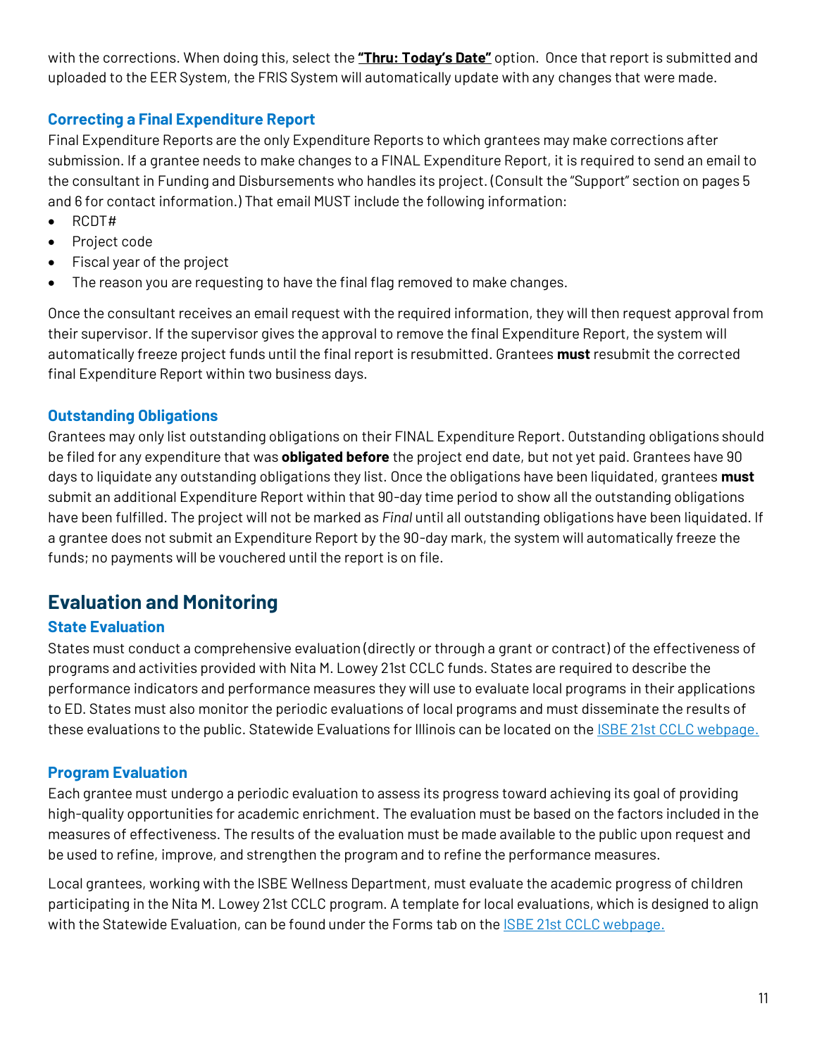with the corrections. When doing this, select the **"Thru: Today's Date"** option. Once that report is submitted and uploaded to the EER System, the FRIS System will automatically update with any changes that were made.

### Correcting a Final Expenditure Report

Final Expenditure Reports are the only Expenditure Reports to which grantees may make corrections after submission. If a grantee needs to make changes to a FINAL Expenditure Report, it is required to send an email to the consultant in Funding and Disbursements who handles its project. (Consult the "Support" section on pages 5 and 6 for contact information.) That email MUST include the following information:

- RCDT#
- Project code
- Fiscal year of the project
- The reason you are requesting to have the final flag removed to make changes.

Once the consultant receives an email request with the required information, they will then request approval from their supervisor. If the supervisor gives the approval to remove the final Expenditure Report, the system will automatically freeze project funds until the final report is resubmitted. Grantees **must** resubmit the corrected final Expenditure Report within two business days.

### Outstanding Obligations

Grantees may only list outstanding obligations on their FINAL Expenditure Report. Outstanding obligations should be filed for any expenditure that was **obligated before** the project end date, but not yet paid. Grantees have 90 days to liquidate any outstanding obligations they list. Once the obligations have been liquidated, grantees **must** submit an additional Expenditure Report within that 90-day time period to show all the outstanding obligations have been fulfilled. The project will not be marked as *Final* until all outstanding obligations have been liquidated. If a grantee does not submit an Expenditure Report by the 90-day mark, the system will automatically freeze the funds; no payments will be vouchered until the report is on file.

## Evaluation and Monitoring

### State Evaluation

States must conduct a comprehensive evaluation (directly or through a grant or contract) of the effectiveness of programs and activities provided with Nita M. Lowey 21st CCLC funds. States are required to describe the performance indicators and performance measures they will use to evaluate local programs in their applications to ED. States must also monitor the periodic evaluations of local programs and must disseminate the results of these evaluations to the public. Statewide Evaluations for Illinois can be located on the ISBE 21st CCLC webpage.

### Program Evaluation

Each grantee must undergo a periodic evaluation to assess its progress toward achieving its goal of providing high-quality opportunities for academic enrichment. The evaluation must be based on the factors included in the measures of effectiveness. The results of the evaluation must be made available to the public upon request and be used to refine, improve, and strengthen the program and to refine the performance measures.

Local grantees, working with the ISBE Wellness Department, must evaluate the academic progress of children participating in the Nita M. Lowey 21st CCLC program. A template for local evaluations, which is designed to align with the Statewide Evaluation, can be found under the Forms tab on the ISBE 21st CCLC webpage.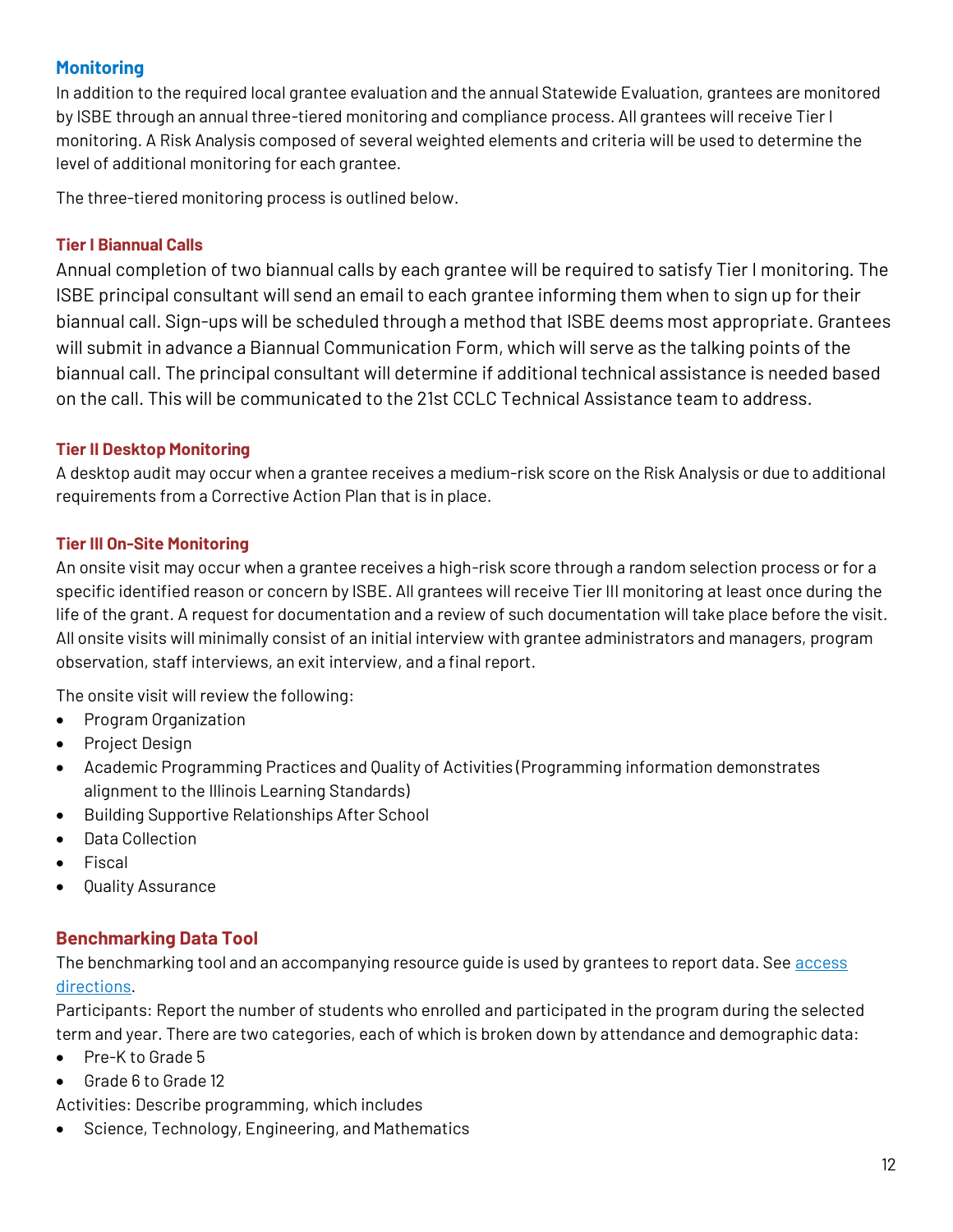## Monitoring

In addition to the required local grantee evaluation and the annual Statewide Evaluation, grantees are monitored by ISBE through an annual three-tiered monitoring and compliance process. All grantees will receive Tier I monitoring. A Risk Analysis composed of several weighted elements and criteria will be used to determine the level of additional monitoring for each grantee.

The three-tiered monitoring process is outlined below.

### Tier I Biannual Calls

Annual completion of two biannual calls by each grantee will be required to satisfy Tier I monitoring. The ISBE principal consultant will send an email to each grantee informing them when to sign up for their biannual call. Sign-ups will be scheduled through a method that ISBE deems most appropriate. Grantees will submit in advance a Biannual Communication Form, which will serve as the talking points of the biannual call. The principal consultant will determine if additional technical assistance is needed based on the call. This will be communicated to the 21st CCLC Technical Assistance team to address.

### Tier II Desktop Monitoring

A desktop audit may occur when a grantee receives a medium-risk score on the Risk Analysis or due to additional requirements from a Corrective Action Plan that is in place.

### Tier III On-Site Monitoring

An onsite visit may occur when a grantee receives a high-risk score through a random selection process or for a specific identified reason or concern by ISBE. All grantees will receive Tier III monitoring at least once during the life of the grant. A request for documentation and a review of such documentation will take place before the visit. All onsite visits will minimally consist of an initial interview with grantee administrators and managers, program observation, staff interviews, an exit interview, and a final report.

The onsite visit will review the following:

- Program Organization
- Project Design
- Academic Programming Practices and Quality of Activities (Programming information demonstrates alignment to the Illinois Learning Standards)
- Building Supportive Relationships After School
- Data Collection
- Fiscal
- Quality Assurance

## Benchmarking Data Tool

The benchmarking tool and an accompanying resource guide is used by grantees to report data. See access directions.

Participants: Report the number of students who enrolled and participated in the program during the selected term and year. There are two categories, each of which is broken down by attendance and demographic data:

- Pre-K to Grade 5
- Grade 6 to Grade 12

Activities: Describe programming, which includes

- Science, Technology, Engineering, and Mathematics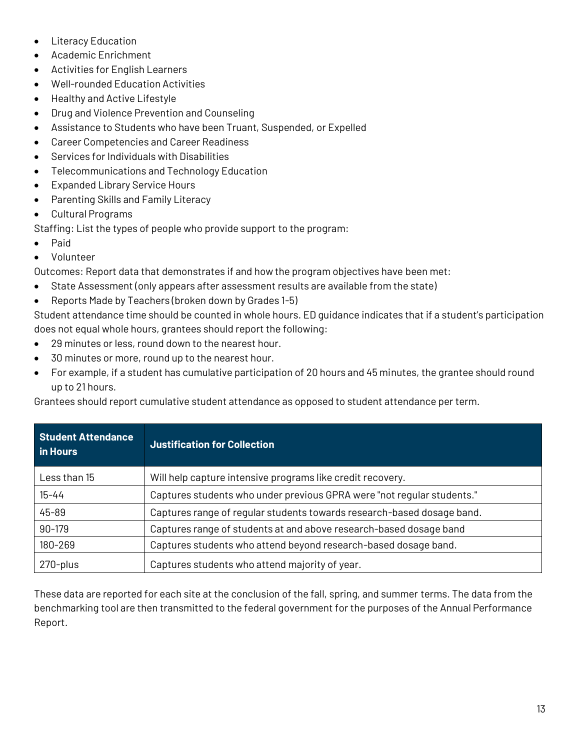- Literacy Education
- Academic Enrichment
- Activities for English Learners
- Well-rounded Education Activities
- Healthy and Active Lifestyle
- Drug and Violence Prevention and Counseling
- Assistance to Students who have been Truant, Suspended, or Expelled
- Career Competencies and Career Readiness
- Services for Individuals with Disabilities
- Telecommunications and Technology Education
- Expanded Library Service Hours
- Parenting Skills and Family Literacy
- Cultural Programs

Staffing: List the types of people who provide support to the program:

- Paid
- Volunteer

Outcomes: Report data that demonstrates if and how the program objectives have been met:

- State Assessment (only appears after assessment results are available from the state)
- Reports Made by Teachers (broken down by Grades 1-5)

Student attendance time should be counted in whole hours. ED guidance indicates that if a student's participation does not equal whole hours, grantees should report the following:

- 29 minutes or less, round down to the nearest hour.
- 30 minutes or more, round up to the nearest hour.
- For example, if a student has cumulative participation of 20 hours and 45 minutes, the grantee should round up to 21 hours.

Grantees should report cumulative student attendance as opposed to student attendance per term.

| Student Attendance in Hours | Justification for Collection |
| --- | --- |
| Less than 15 | Will help capture intensive programs like credit recovery. |
| 15-44 | Captures students who under previous GPRA were "not regular students." |
| 45-89 | Captures range of regular students towards research-based dosage band. |
| 90-179 | Captures range of students at and above research-based dosage band |
| 180-269 | Captures students who attend beyond research-based dosage band. |
| 270-plus | Captures students who attend majority of year. |

These data are reported for each site at the conclusion of the fall, spring, and summer terms. The data from the benchmarking tool are then transmitted to the federal government for the purposes of the Annual Performance Report.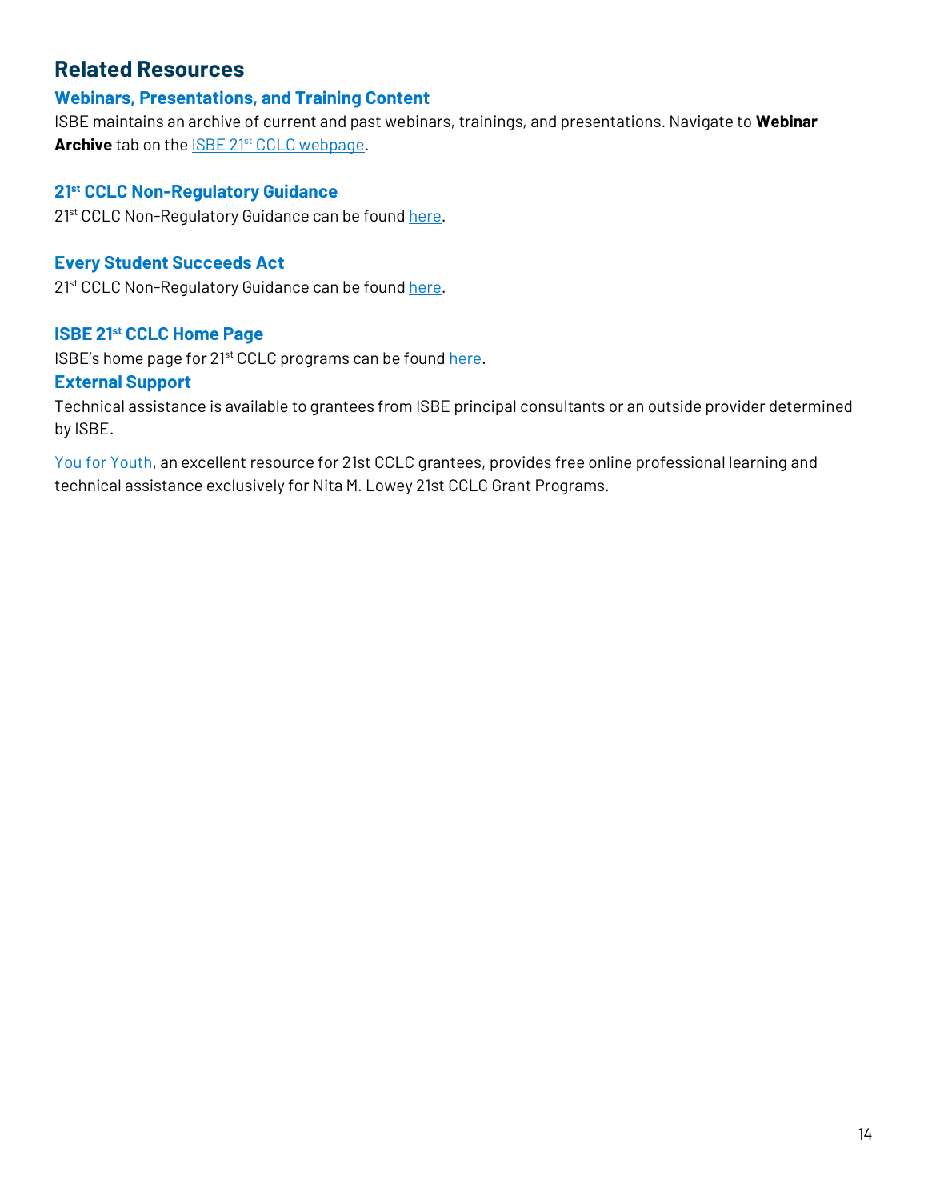## Related Resources

### Webinars, Presentations, and Training Content

ISBE maintains an archive of current and past webinars, trainings, and presentations. Navigate to **Webinar Archive** tab on the ISBE 21st CCLC webpage.

### 21st CCLC Non-Regulatory Guidance

21st CCLC Non-Regulatory Guidance can be found here.

### Every Student Succeeds Act

21st CCLC Non-Regulatory Guidance can be found here.

### ISBE 21st CCLC Home Page

ISBE's home page for 21st CCLC programs can be found here.

### External Support

Technical assistance is available to grantees from ISBE principal consultants or an outside provider determined by ISBE.

You for Youth, an excellent resource for 21st CCLC grantees, provides free online professional learning and technical assistance exclusively for Nita M. Lowey 21st CCLC Grant Programs.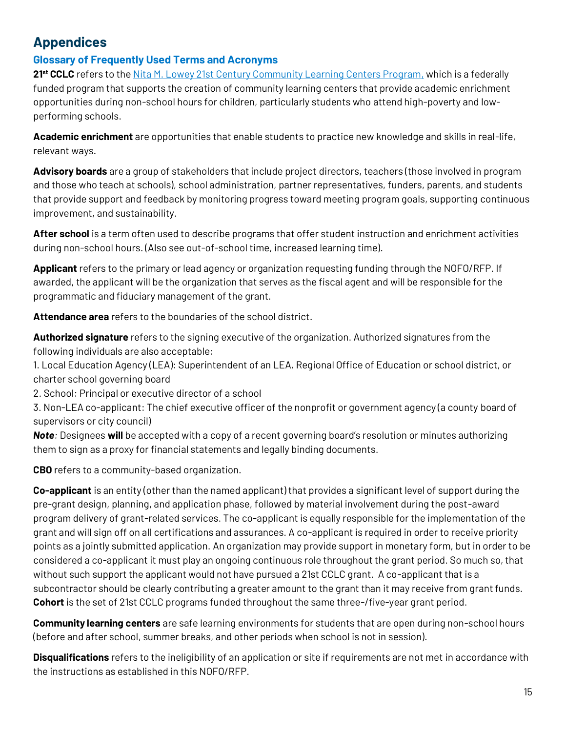# Appendices

## Glossary of Frequently Used Terms and Acronyms

**21st CCLC** refers to the [Nita M. Lowey 21st Century Community Learning Centers Program,](#) which is a federally funded program that supports the creation of community learning centers that provide academic enrichment opportunities during non-school hours for children, particularly students who attend high-poverty and low-performing schools.

**Academic enrichment** are opportunities that enable students to practice new knowledge and skills in real-life, relevant ways.

**Advisory boards** are a group of stakeholders that include project directors, teachers (those involved in program and those who teach at schools), school administration, partner representatives, funders, parents, and students that provide support and feedback by monitoring progress toward meeting program goals, supporting continuous improvement, and sustainability.

**After school** is a term often used to describe programs that offer student instruction and enrichment activities during non-school hours. (Also see out-of-school time, increased learning time).

**Applicant** refers to the primary or lead agency or organization requesting funding through the NOFO/RFP. If awarded, the applicant will be the organization that serves as the fiscal agent and will be responsible for the programmatic and fiduciary management of the grant.

**Attendance area** refers to the boundaries of the school district.

**Authorized signature** refers to the signing executive of the organization. Authorized signatures from the following individuals are also acceptable:

1. Local Education Agency (LEA): Superintendent of an LEA, Regional Office of Education or school district, or charter school governing board
2. School: Principal or executive director of a school
3. Non-LEA co-applicant: The chief executive officer of the nonprofit or government agency (a county board of supervisors or city council)

***Note:*** Designees **will** be accepted with a copy of a recent governing board's resolution or minutes authorizing them to sign as a proxy for financial statements and legally binding documents.

**CBO** refers to a community-based organization.

**Co-applicant** is an entity (other than the named applicant) that provides a significant level of support during the pre-grant design, planning, and application phase, followed by material involvement during the post-award program delivery of grant-related services. The co-applicant is equally responsible for the implementation of the grant and will sign off on all certifications and assurances. A co-applicant is required in order to receive priority points as a jointly submitted application. An organization may provide support in monetary form, but in order to be considered a co-applicant it must play an ongoing continuous role throughout the grant period. So much so, that without such support the applicant would not have pursued a 21st CCLC grant. A co-applicant that is a subcontractor should be clearly contributing a greater amount to the grant than it may receive from grant funds.

**Cohort** is the set of 21st CCLC programs funded throughout the same three-/five-year grant period.

**Community learning centers** are safe learning environments for students that are open during non-school hours (before and after school, summer breaks, and other periods when school is not in session).

**Disqualifications** refers to the ineligibility of an application or site if requirements are not met in accordance with the instructions as established in this NOFO/RFP.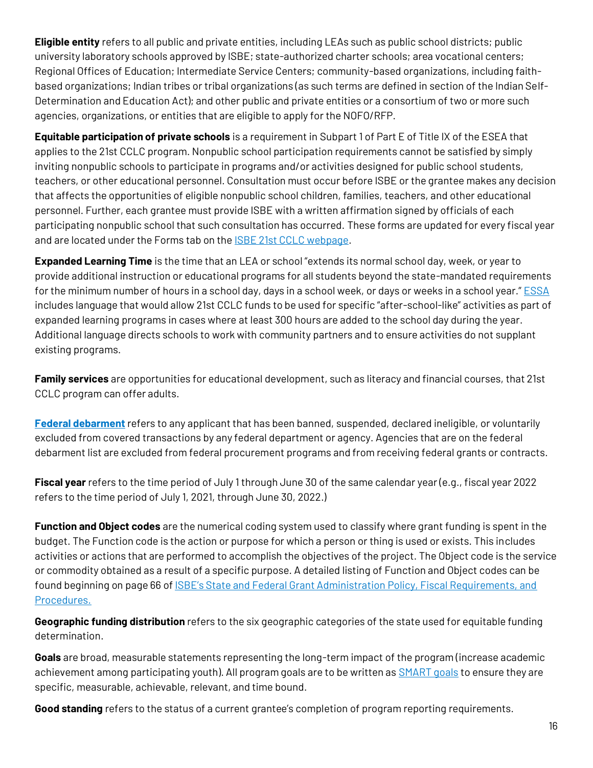**Eligible entity** refers to all public and private entities, including LEAs such as public school districts; public university laboratory schools approved by ISBE; state-authorized charter schools; area vocational centers; Regional Offices of Education; Intermediate Service Centers; community-based organizations, including faith-based organizations; Indian tribes or tribal organizations (as such terms are defined in section of the Indian Self-Determination and Education Act); and other public and private entities or a consortium of two or more such agencies, organizations, or entities that are eligible to apply for the NOFO/RFP.

**Equitable participation of private schools** is a requirement in Subpart 1 of Part E of Title IX of the ESEA that applies to the 21st CCLC program. Nonpublic school participation requirements cannot be satisfied by simply inviting nonpublic schools to participate in programs and/or activities designed for public school students, teachers, or other educational personnel. Consultation must occur before ISBE or the grantee makes any decision that affects the opportunities of eligible nonpublic school children, families, teachers, and other educational personnel. Further, each grantee must provide ISBE with a written affirmation signed by officials of each participating nonpublic school that such consultation has occurred. These forms are updated for every fiscal year and are located under the Forms tab on the ISBE 21st CCLC webpage.

**Expanded Learning Time** is the time that an LEA or school "extends its normal school day, week, or year to provide additional instruction or educational programs for all students beyond the state-mandated requirements for the minimum number of hours in a school day, days in a school week, or days or weeks in a school year." ESSA includes language that would allow 21st CCLC funds to be used for specific "after-school-like" activities as part of expanded learning programs in cases where at least 300 hours are added to the school day during the year. Additional language directs schools to work with community partners and to ensure activities do not supplant existing programs.

**Family services** are opportunities for educational development, such as literacy and financial courses, that 21st CCLC program can offer adults.

**Federal debarment** refers to any applicant that has been banned, suspended, declared ineligible, or voluntarily excluded from covered transactions by any federal department or agency. Agencies that are on the federal debarment list are excluded from federal procurement programs and from receiving federal grants or contracts.

**Fiscal year** refers to the time period of July 1 through June 30 of the same calendar year (e.g., fiscal year 2022 refers to the time period of July 1, 2021, through June 30, 2022.)

**Function and Object codes** are the numerical coding system used to classify where grant funding is spent in the budget. The Function code is the action or purpose for which a person or thing is used or exists. This includes activities or actions that are performed to accomplish the objectives of the project. The Object code is the service or commodity obtained as a result of a specific purpose. A detailed listing of Function and Object codes can be found beginning on page 66 of ISBE's State and Federal Grant Administration Policy, Fiscal Requirements, and Procedures.

**Geographic funding distribution** refers to the six geographic categories of the state used for equitable funding determination.

**Goals** are broad, measurable statements representing the long-term impact of the program (increase academic achievement among participating youth). All program goals are to be written as SMART goals to ensure they are specific, measurable, achievable, relevant, and time bound.

**Good standing** refers to the status of a current grantee's completion of program reporting requirements.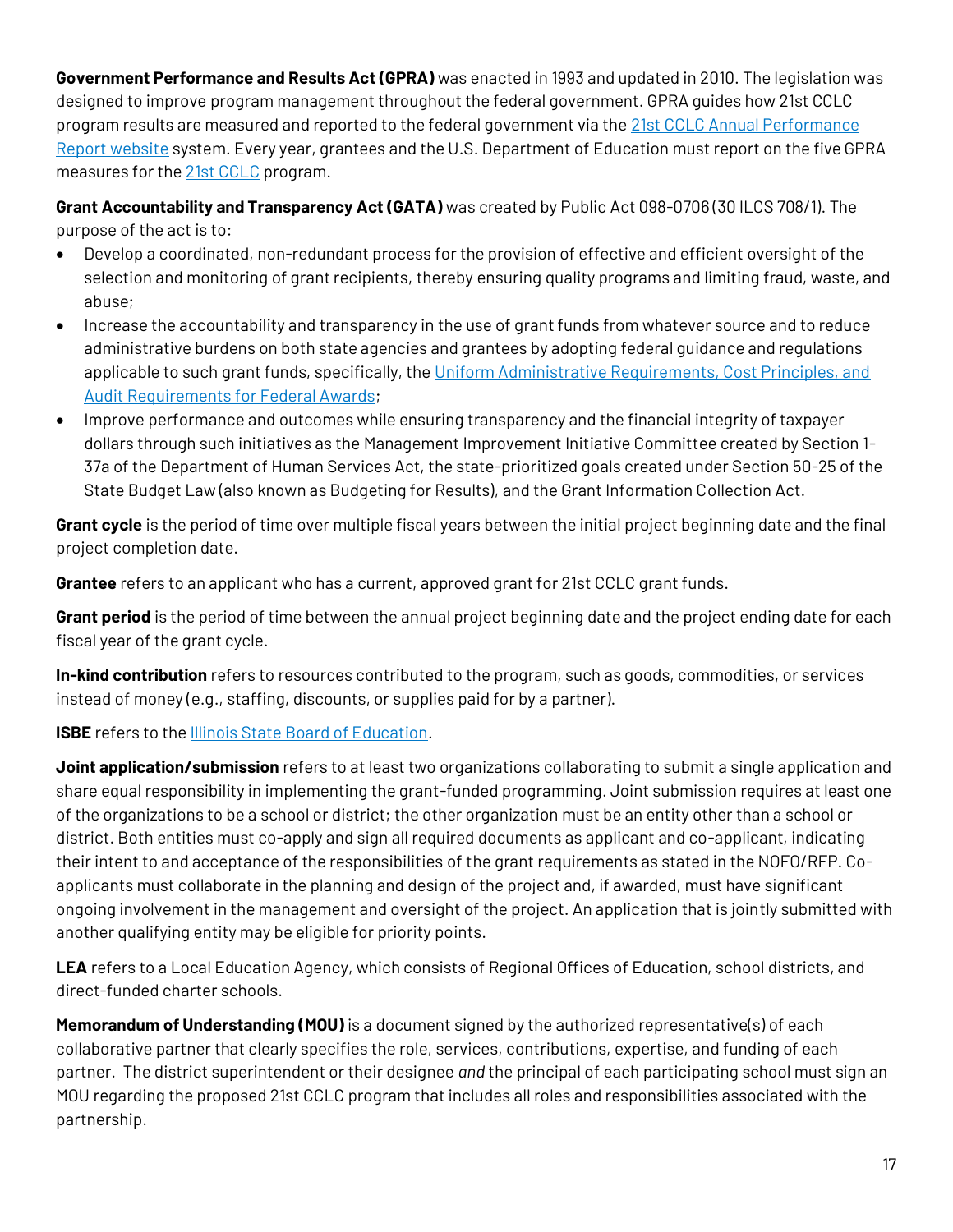**Government Performance and Results Act (GPRA)** was enacted in 1993 and updated in 2010. The legislation was designed to improve program management throughout the federal government. GPRA guides how 21st CCLC program results are measured and reported to the federal government via the [21st CCLC Annual Performance Report website]() system. Every year, grantees and the U.S. Department of Education must report on the five GPRA measures for the [21st CCLC]() program.

**Grant Accountability and Transparency Act (GATA)** was created by Public Act 098-0706 (30 ILCS 708/1). The purpose of the act is to:

- Develop a coordinated, non-redundant process for the provision of effective and efficient oversight of the selection and monitoring of grant recipients, thereby ensuring quality programs and limiting fraud, waste, and abuse;
- Increase the accountability and transparency in the use of grant funds from whatever source and to reduce administrative burdens on both state agencies and grantees by adopting federal guidance and regulations applicable to such grant funds, specifically, the [Uniform Administrative Requirements, Cost Principles, and Audit Requirements for Federal Awards]();
- Improve performance and outcomes while ensuring transparency and the financial integrity of taxpayer dollars through such initiatives as the Management Improvement Initiative Committee created by Section 1-37a of the Department of Human Services Act, the state-prioritized goals created under Section 50-25 of the State Budget Law (also known as Budgeting for Results), and the Grant Information Collection Act.

**Grant cycle** is the period of time over multiple fiscal years between the initial project beginning date and the final project completion date.

**Grantee** refers to an applicant who has a current, approved grant for 21st CCLC grant funds.

**Grant period** is the period of time between the annual project beginning date and the project ending date for each fiscal year of the grant cycle.

**In-kind contribution** refers to resources contributed to the program, such as goods, commodities, or services instead of money (e.g., staffing, discounts, or supplies paid for by a partner).

**ISBE** refers to the [Illinois State Board of Education]().

**Joint application/submission** refers to at least two organizations collaborating to submit a single application and share equal responsibility in implementing the grant-funded programming. Joint submission requires at least one of the organizations to be a school or district; the other organization must be an entity other than a school or district. Both entities must co-apply and sign all required documents as applicant and co-applicant, indicating their intent to and acceptance of the responsibilities of the grant requirements as stated in the NOFO/RFP. Co-applicants must collaborate in the planning and design of the project and, if awarded, must have significant ongoing involvement in the management and oversight of the project. An application that is jointly submitted with another qualifying entity may be eligible for priority points.

**LEA** refers to a Local Education Agency, which consists of Regional Offices of Education, school districts, and direct-funded charter schools.

**Memorandum of Understanding (MOU)** is a document signed by the authorized representative(s) of each collaborative partner that clearly specifies the role, services, contributions, expertise, and funding of each partner. The district superintendent or their designee *and* the principal of each participating school must sign an MOU regarding the proposed 21st CCLC program that includes all roles and responsibilities associated with the partnership.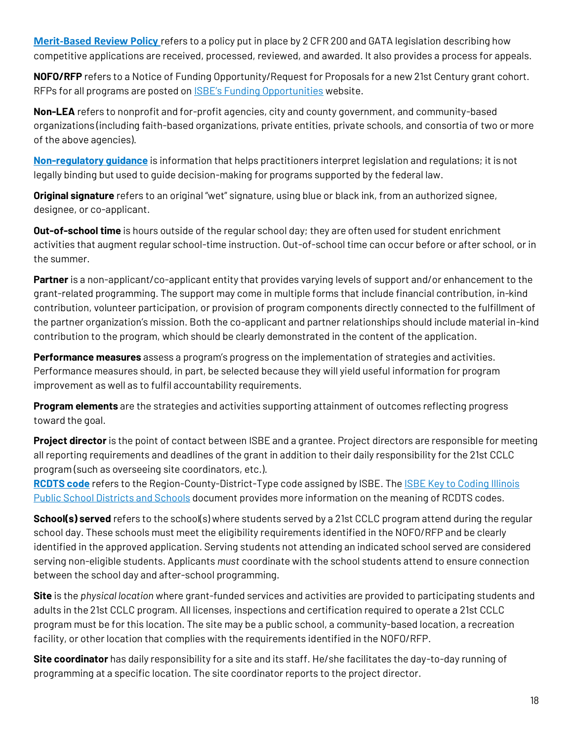**Merit-Based Review Policy** refers to a policy put in place by 2 CFR 200 and GATA legislation describing how competitive applications are received, processed, reviewed, and awarded. It also provides a process for appeals.

**NOFO/RFP** refers to a Notice of Funding Opportunity/Request for Proposals for a new 21st Century grant cohort. RFPs for all programs are posted on ISBE's Funding Opportunities website.

**Non-LEA** refers to nonprofit and for-profit agencies, city and county government, and community-based organizations (including faith-based organizations, private entities, private schools, and consortia of two or more of the above agencies).

**Non-regulatory guidance** is information that helps practitioners interpret legislation and regulations; it is not legally binding but used to guide decision-making for programs supported by the federal law.

**Original signature** refers to an original "wet" signature, using blue or black ink, from an authorized signee, designee, or co-applicant.

**Out-of-school time** is hours outside of the regular school day; they are often used for student enrichment activities that augment regular school-time instruction. Out-of-school time can occur before or after school, or in the summer.

**Partner** is a non-applicant/co-applicant entity that provides varying levels of support and/or enhancement to the grant-related programming. The support may come in multiple forms that include financial contribution, in-kind contribution, volunteer participation, or provision of program components directly connected to the fulfillment of the partner organization's mission. Both the co-applicant and partner relationships should include material in-kind contribution to the program, which should be clearly demonstrated in the content of the application.

**Performance measures** assess a program's progress on the implementation of strategies and activities. Performance measures should, in part, be selected because they will yield useful information for program improvement as well as to fulfil accountability requirements.

**Program elements** are the strategies and activities supporting attainment of outcomes reflecting progress toward the goal.

**Project director** is the point of contact between ISBE and a grantee. Project directors are responsible for meeting all reporting requirements and deadlines of the grant in addition to their daily responsibility for the 21st CCLC program (such as overseeing site coordinators, etc.).

**RCDTS code** refers to the Region-County-District-Type code assigned by ISBE. The ISBE Key to Coding Illinois Public School Districts and Schools document provides more information on the meaning of RCDTS codes.

**School(s) served** refers to the school(s) where students served by a 21st CCLC program attend during the regular school day. These schools must meet the eligibility requirements identified in the NOFO/RFP and be clearly identified in the approved application. Serving students not attending an indicated school served are considered serving non-eligible students. Applicants *must* coordinate with the school students attend to ensure connection between the school day and after-school programming.

**Site** is the *physical location* where grant-funded services and activities are provided to participating students and adults in the 21st CCLC program. All licenses, inspections and certification required to operate a 21st CCLC program must be for this location. The site may be a public school, a community-based location, a recreation facility, or other location that complies with the requirements identified in the NOFO/RFP.

**Site coordinator** has daily responsibility for a site and its staff. He/she facilitates the day-to-day running of programming at a specific location. The site coordinator reports to the project director.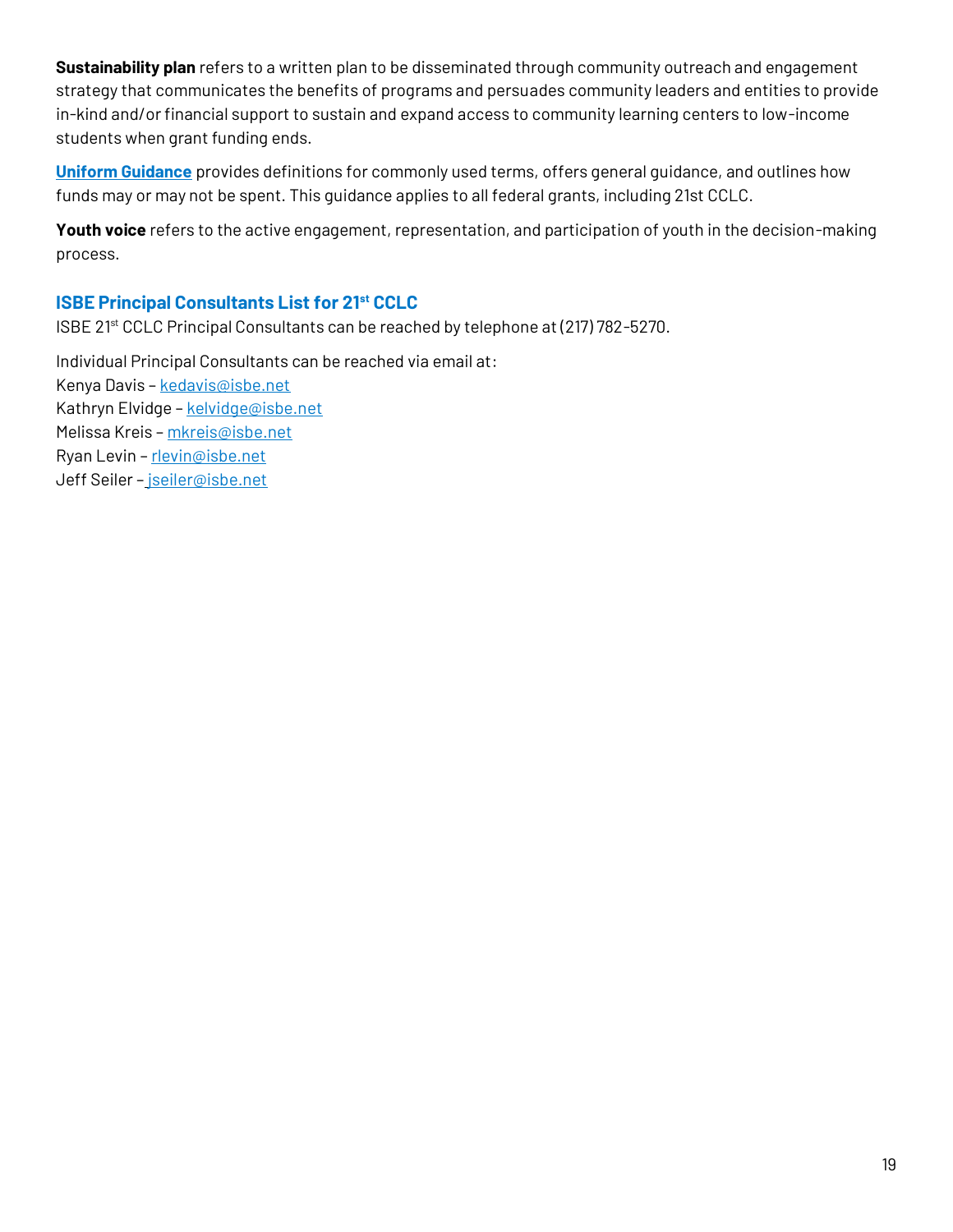**Sustainability plan** refers to a written plan to be disseminated through community outreach and engagement strategy that communicates the benefits of programs and persuades community leaders and entities to provide in-kind and/or financial support to sustain and expand access to community learning centers to low-income students when grant funding ends.

**Uniform Guidance** provides definitions for commonly used terms, offers general guidance, and outlines how funds may or may not be spent. This guidance applies to all federal grants, including 21st CCLC.

**Youth voice** refers to the active engagement, representation, and participation of youth in the decision-making process.

## ISBE Principal Consultants List for 21st CCLC

ISBE 21st CCLC Principal Consultants can be reached by telephone at (217) 782-5270.

Individual Principal Consultants can be reached via email at:
Kenya Davis – kedavis@isbe.net
Kathryn Elvidge – kelvidge@isbe.net
Melissa Kreis – mkreis@isbe.net
Ryan Levin – rlevin@isbe.net
Jeff Seiler – jseiler@isbe.net